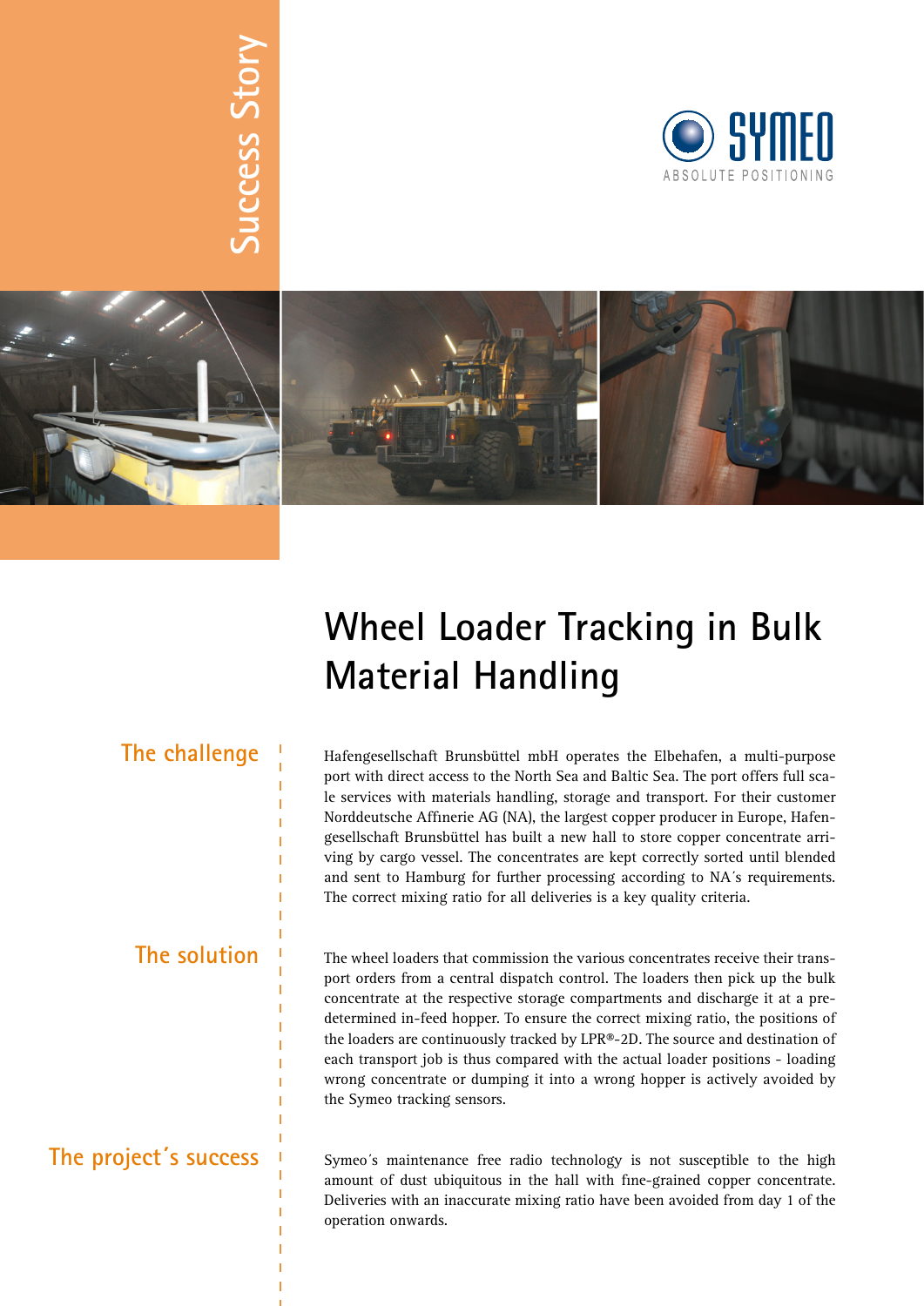Success Story

SYMEO
ABSOLUTE POSITIONING

# Wheel Loader Tracking in Bulk Material Handling

## The challenge

Hafengesellschaft Brunsbüttel mbH operates the Elbehafen, a multi-purpose port with direct access to the North Sea and Baltic Sea. The port offers full scale services with materials handling, storage and transport. For their customer Norddeutsche Affinerie AG (NA), the largest copper producer in Europe, Hafengesellschaft Brunsbüttel has built a new hall to store copper concentrate arriving by cargo vessel. The concentrates are kept correctly sorted until blended and sent to Hamburg for further processing according to NA´s requirements. The correct mixing ratio for all deliveries is a key quality criteria.

## The solution

The wheel loaders that commission the various concentrates receive their transport orders from a central dispatch control. The loaders then pick up the bulk concentrate at the respective storage compartments and discharge it at a predetermined in-feed hopper. To ensure the correct mixing ratio, the positions of the loaders are continuously tracked by LPR®-2D. The source and destination of each transport job is thus compared with the actual loader positions - loading wrong concentrate or dumping it into a wrong hopper is actively avoided by the Symeo tracking sensors.

## The project´s success

Symeo´s maintenance free radio technology is not susceptible to the high amount of dust ubiquitous in the hall with fine-grained copper concentrate. Deliveries with an inaccurate mixing ratio have been avoided from day 1 of the operation onwards.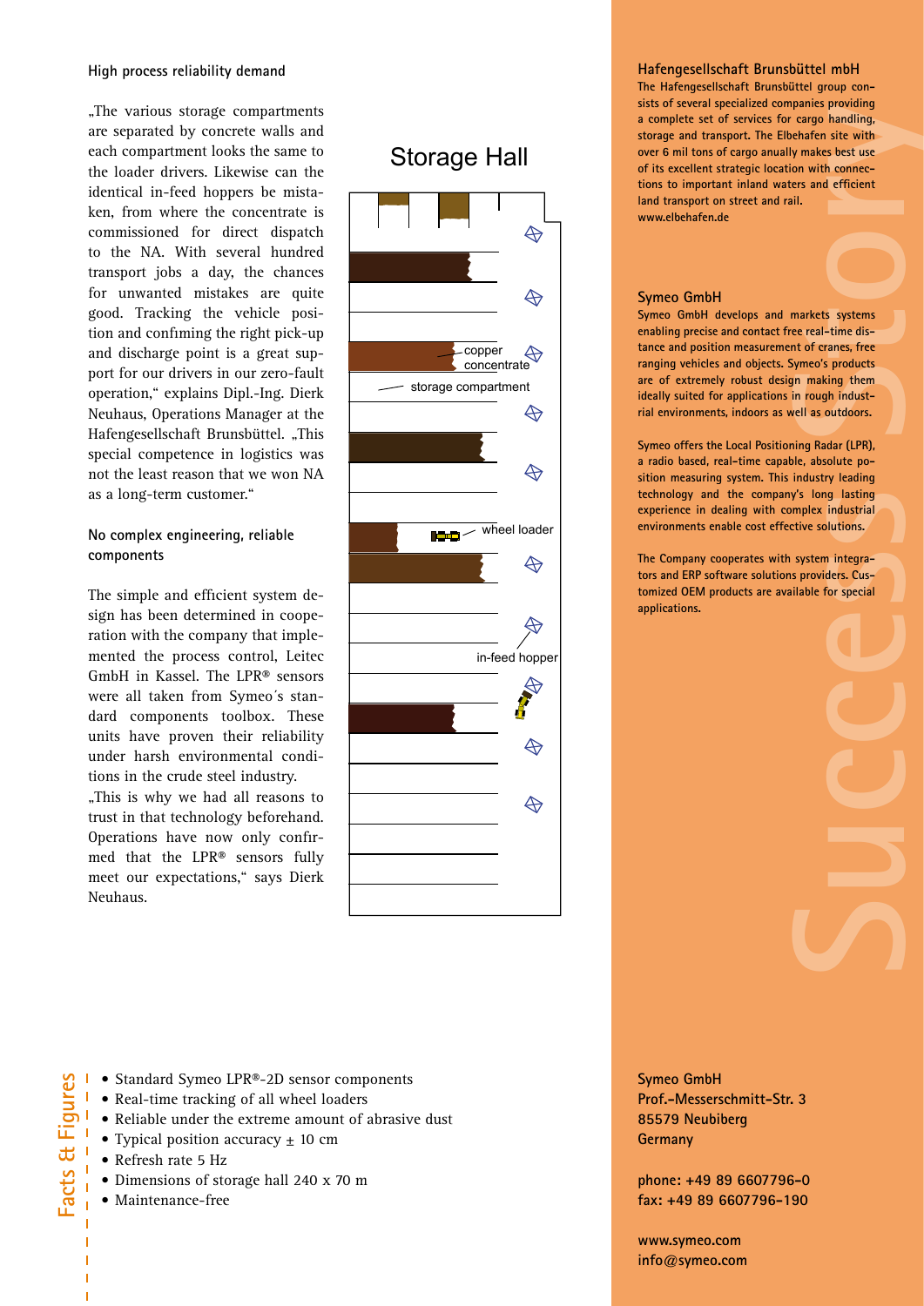## High process reliability demand

„The various storage compartments are separated by concrete walls and each compartment looks the same to the loader drivers. Likewise can the identical in-feed hoppers be mistaken, from where the concentrate is commissioned for direct dispatch to the NA. With several hundred transport jobs a day, the chances for unwanted mistakes are quite good. Tracking the vehicle position and confiming the right pick-up and discharge point is a great support for our drivers in our zero-fault operation," explains Dipl.-Ing. Dierk Neuhaus, Operations Manager at the Hafengesellschaft Brunsbüttel. „This special competence in logistics was not the least reason that we won NA as a long-term customer."

## No complex engineering, reliable components

The simple and efficient system design has been determined in cooperation with the company that implemented the process control, Leitec GmbH in Kassel. The LPR® sensors were all taken from Symeo´s standard components toolbox. These units have proven their reliability under harsh environmental conditions in the crude steel industry.

„This is why we had all reasons to trust in that technology beforehand. Operations have now only confirmed that the LPR® sensors fully meet our expectations," says Dierk Neuhaus.

Storage Hall

copper concentrate

storage compartment

wheel loader

in-feed hopper

## Facts & Figures

- Standard Symeo LPR®-2D sensor components
- Real-time tracking of all wheel loaders
- Reliable under the extreme amount of abrasive dust
- Typical position accuracy ± 10 cm
- Refresh rate 5 Hz
- Dimensions of storage hall 240 x 70 m
- Maintenance-free

## Hafengesellschaft Brunsbüttel mbH

The Hafengesellschaft Brunsbüttel group consists of several specialized companies providing a complete set of services for cargo handling, storage and transport. The Elbehafen site with over 6 mil tons of cargo anually makes best use of its excellent strategic location with connections to important inland waters and efficient land transport on street and rail.
www.elbehafen.de

## Symeo GmbH

Symeo GmbH develops and markets systems enabling precise and contact free real-time distance and position measurement of cranes, free ranging vehicles and objects. Symeo's products are of extremely robust design making them ideally suited for applications in rough industrial environments, indoors as well as outdoors.

Symeo offers the Local Positioning Radar (LPR), a radio based, real-time capable, absolute position measuring system. This industry leading technology and the company's long lasting experience in dealing with complex industrial environments enable cost effective solutions.

The Company cooperates with system integrators and ERP software solutions providers. Customized OEM products are available for special applications.

Success Story

**Symeo GmbH**
**Prof.-Messerschmitt-Str. 3**
**85579 Neubiberg**
**Germany**

**phone: +49 89 6607796-0**
**fax: +49 89 6607796-190**

**www.symeo.com**
**info@symeo.com**